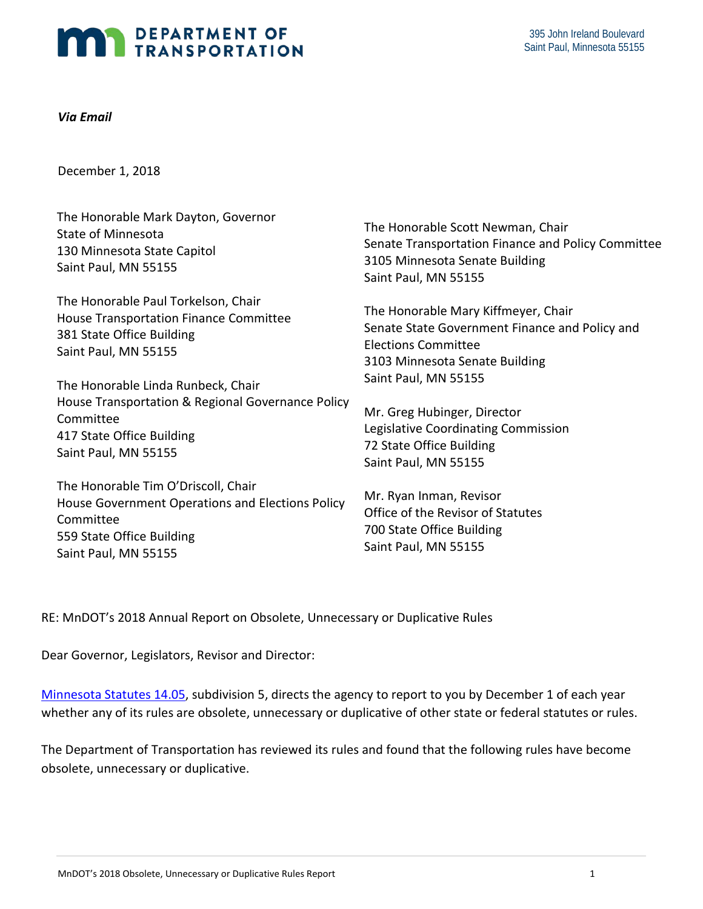# DEPARTMENT OF TRANSPORTATION

395 John Ireland Boulevard
Saint Paul, Minnesota 55155

***Via Email***

December 1, 2018

The Honorable Mark Dayton, Governor
State of Minnesota
130 Minnesota State Capitol
Saint Paul, MN 55155

The Honorable Paul Torkelson, Chair
House Transportation Finance Committee
381 State Office Building
Saint Paul, MN 55155

The Honorable Linda Runbeck, Chair
House Transportation & Regional Governance Policy Committee
417 State Office Building
Saint Paul, MN 55155

The Honorable Tim O'Driscoll, Chair
House Government Operations and Elections Policy Committee
559 State Office Building
Saint Paul, MN 55155

The Honorable Scott Newman, Chair
Senate Transportation Finance and Policy Committee
3105 Minnesota Senate Building
Saint Paul, MN 55155

The Honorable Mary Kiffmeyer, Chair
Senate State Government Finance and Policy and Elections Committee
3103 Minnesota Senate Building
Saint Paul, MN 55155

Mr. Greg Hubinger, Director
Legislative Coordinating Commission
72 State Office Building
Saint Paul, MN 55155

Mr. Ryan Inman, Revisor
Office of the Revisor of Statutes
700 State Office Building
Saint Paul, MN 55155

RE: MnDOT's 2018 Annual Report on Obsolete, Unnecessary or Duplicative Rules

Dear Governor, Legislators, Revisor and Director:

Minnesota Statutes 14.05, subdivision 5, directs the agency to report to you by December 1 of each year whether any of its rules are obsolete, unnecessary or duplicative of other state or federal statutes or rules.

The Department of Transportation has reviewed its rules and found that the following rules have become obsolete, unnecessary or duplicative.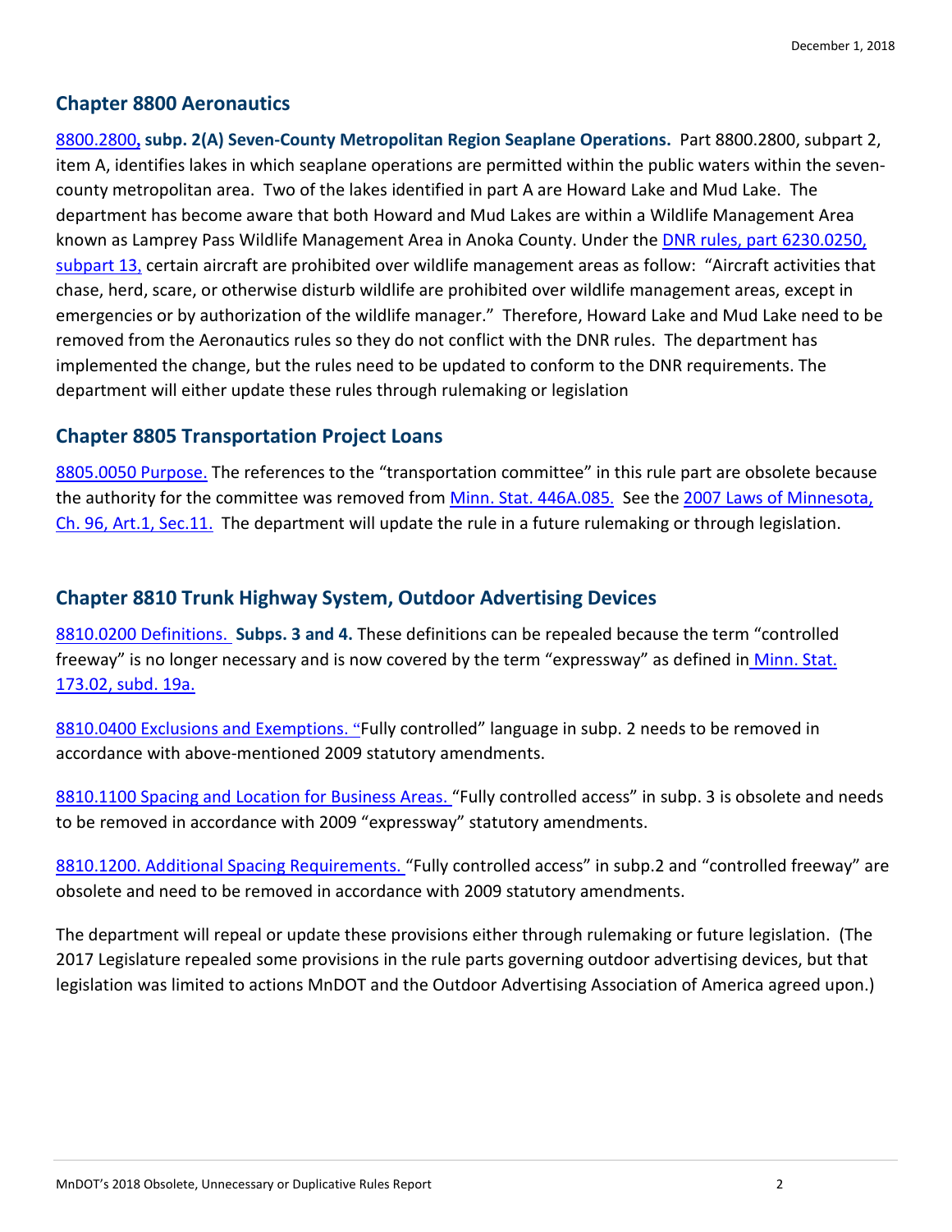## Chapter 8800 Aeronautics

8800.2800, **subp. 2(A) Seven-County Metropolitan Region Seaplane Operations.** Part 8800.2800, subpart 2, item A, identifies lakes in which seaplane operations are permitted within the public waters within the seven-county metropolitan area. Two of the lakes identified in part A are Howard Lake and Mud Lake. The department has become aware that both Howard and Mud Lakes are within a Wildlife Management Area known as Lamprey Pass Wildlife Management Area in Anoka County. Under the DNR rules, part 6230.0250, subpart 13, certain aircraft are prohibited over wildlife management areas as follow: "Aircraft activities that chase, herd, scare, or otherwise disturb wildlife are prohibited over wildlife management areas, except in emergencies or by authorization of the wildlife manager." Therefore, Howard Lake and Mud Lake need to be removed from the Aeronautics rules so they do not conflict with the DNR rules. The department has implemented the change, but the rules need to be updated to conform to the DNR requirements. The department will either update these rules through rulemaking or legislation

## Chapter 8805 Transportation Project Loans

8805.0050 Purpose. The references to the "transportation committee" in this rule part are obsolete because the authority for the committee was removed from Minn. Stat. 446A.085. See the 2007 Laws of Minnesota, Ch. 96, Art.1, Sec.11. The department will update the rule in a future rulemaking or through legislation.

## Chapter 8810 Trunk Highway System, Outdoor Advertising Devices

8810.0200 Definitions. **Subps. 3 and 4.** These definitions can be repealed because the term "controlled freeway" is no longer necessary and is now covered by the term "expressway" as defined in Minn. Stat. 173.02, subd. 19a.

8810.0400 Exclusions and Exemptions. "Fully controlled" language in subp. 2 needs to be removed in accordance with above-mentioned 2009 statutory amendments.

8810.1100 Spacing and Location for Business Areas. "Fully controlled access" in subp. 3 is obsolete and needs to be removed in accordance with 2009 "expressway" statutory amendments.

8810.1200. Additional Spacing Requirements. "Fully controlled access" in subp.2 and "controlled freeway" are obsolete and need to be removed in accordance with 2009 statutory amendments.

The department will repeal or update these provisions either through rulemaking or future legislation. (The 2017 Legislature repealed some provisions in the rule parts governing outdoor advertising devices, but that legislation was limited to actions MnDOT and the Outdoor Advertising Association of America agreed upon.)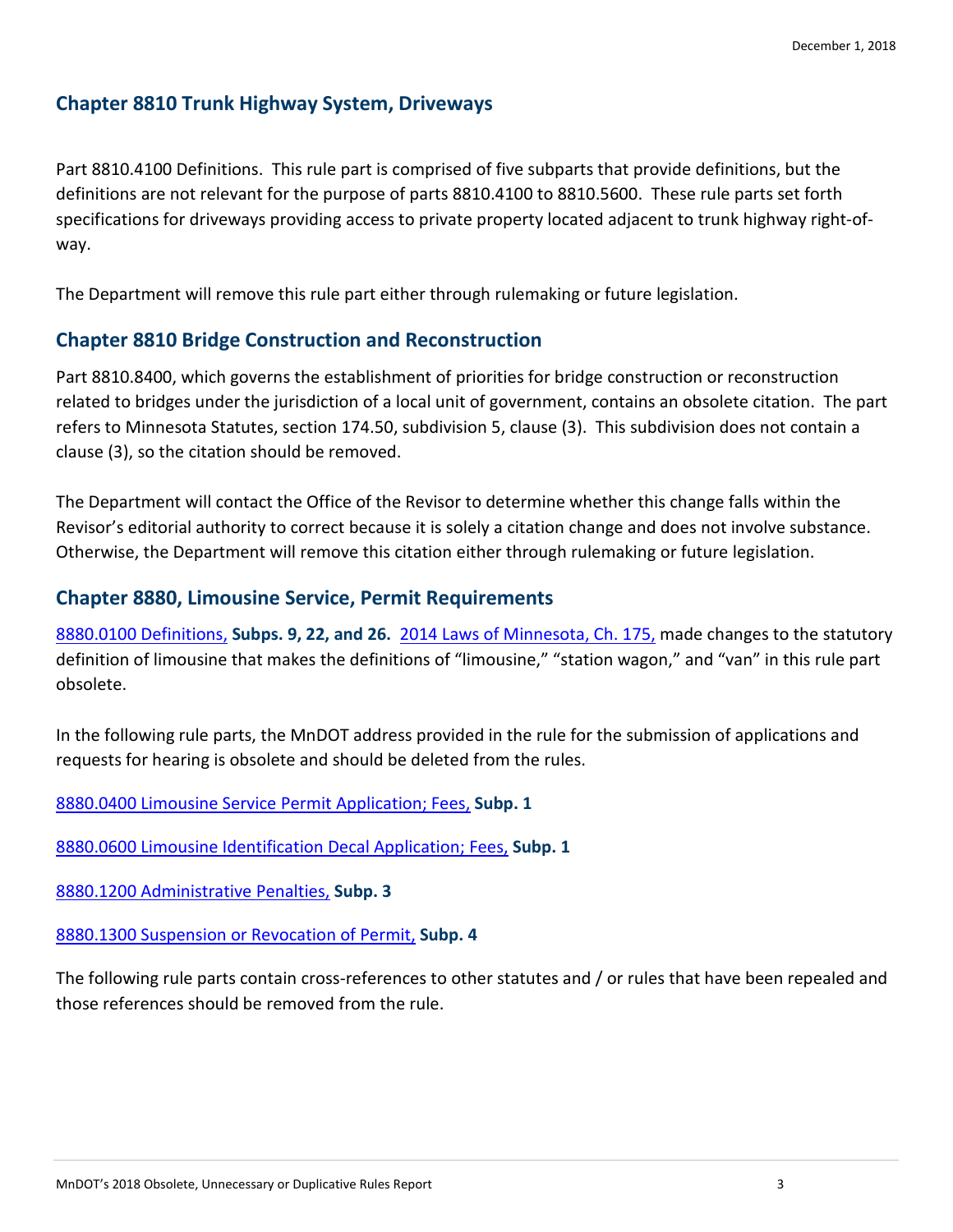## Chapter 8810 Trunk Highway System, Driveways

Part 8810.4100 Definitions. This rule part is comprised of five subparts that provide definitions, but the definitions are not relevant for the purpose of parts 8810.4100 to 8810.5600. These rule parts set forth specifications for driveways providing access to private property located adjacent to trunk highway right-of-way.

The Department will remove this rule part either through rulemaking or future legislation.

## Chapter 8810 Bridge Construction and Reconstruction

Part 8810.8400, which governs the establishment of priorities for bridge construction or reconstruction related to bridges under the jurisdiction of a local unit of government, contains an obsolete citation. The part refers to Minnesota Statutes, section 174.50, subdivision 5, clause (3). This subdivision does not contain a clause (3), so the citation should be removed.

The Department will contact the Office of the Revisor to determine whether this change falls within the Revisor's editorial authority to correct because it is solely a citation change and does not involve substance. Otherwise, the Department will remove this citation either through rulemaking or future legislation.

## Chapter 8880, Limousine Service, Permit Requirements

8880.0100 Definitions, **Subps. 9, 22, and 26.** 2014 Laws of Minnesota, Ch. 175, made changes to the statutory definition of limousine that makes the definitions of "limousine," "station wagon," and "van" in this rule part obsolete.

In the following rule parts, the MnDOT address provided in the rule for the submission of applications and requests for hearing is obsolete and should be deleted from the rules.

8880.0400 Limousine Service Permit Application; Fees, **Subp. 1**

8880.0600 Limousine Identification Decal Application; Fees, **Subp. 1**

8880.1200 Administrative Penalties, **Subp. 3**

8880.1300 Suspension or Revocation of Permit, **Subp. 4**

The following rule parts contain cross-references to other statutes and / or rules that have been repealed and those references should be removed from the rule.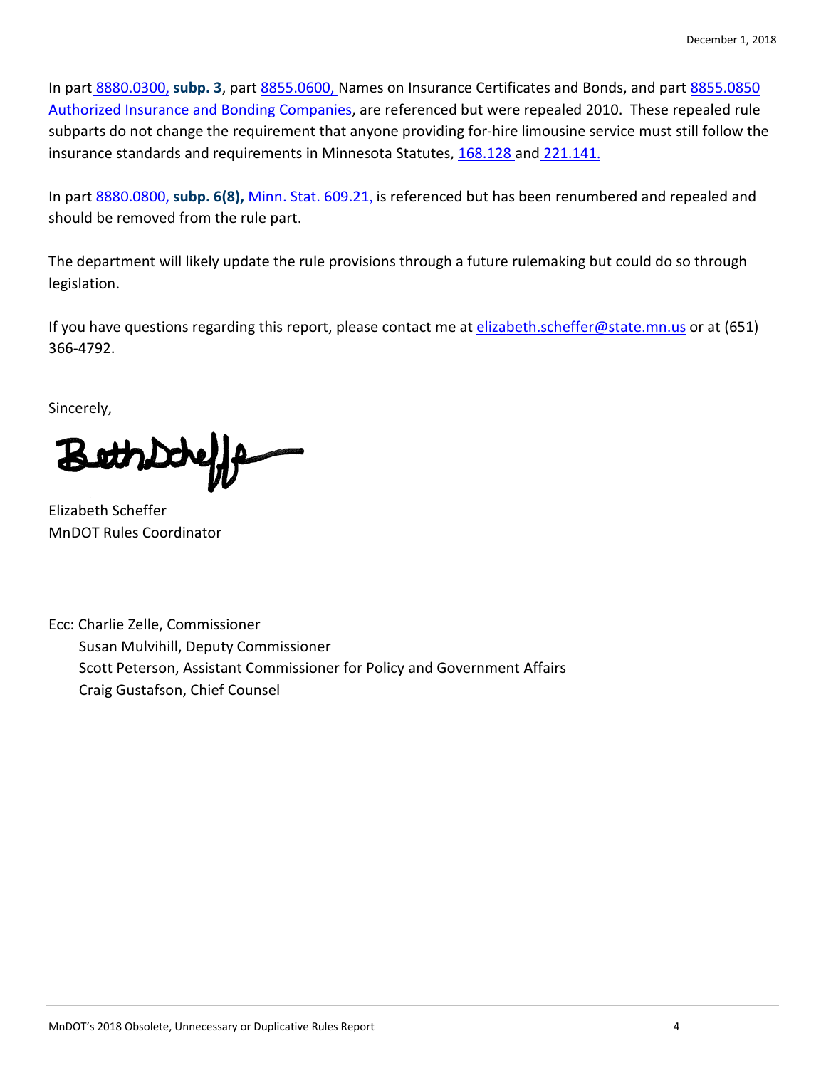In part 8880.0300, **subp. 3**, part 8855.0600, Names on Insurance Certificates and Bonds, and part 8855.0850 Authorized Insurance and Bonding Companies, are referenced but were repealed 2010. These repealed rule subparts do not change the requirement that anyone providing for-hire limousine service must still follow the insurance standards and requirements in Minnesota Statutes, 168.128 and 221.141.

In part 8880.0800, **subp. 6(8),** Minn. Stat. 609.21, is referenced but has been renumbered and repealed and should be removed from the rule part.

The department will likely update the rule provisions through a future rulemaking but could do so through legislation.

If you have questions regarding this report, please contact me at elizabeth.scheffer@state.mn.us or at (651) 366-4792.

Sincerely,

Elizabeth Scheffer
MnDOT Rules Coordinator

Ecc: Charlie Zelle, Commissioner
Susan Mulvihill, Deputy Commissioner
Scott Peterson, Assistant Commissioner for Policy and Government Affairs
Craig Gustafson, Chief Counsel